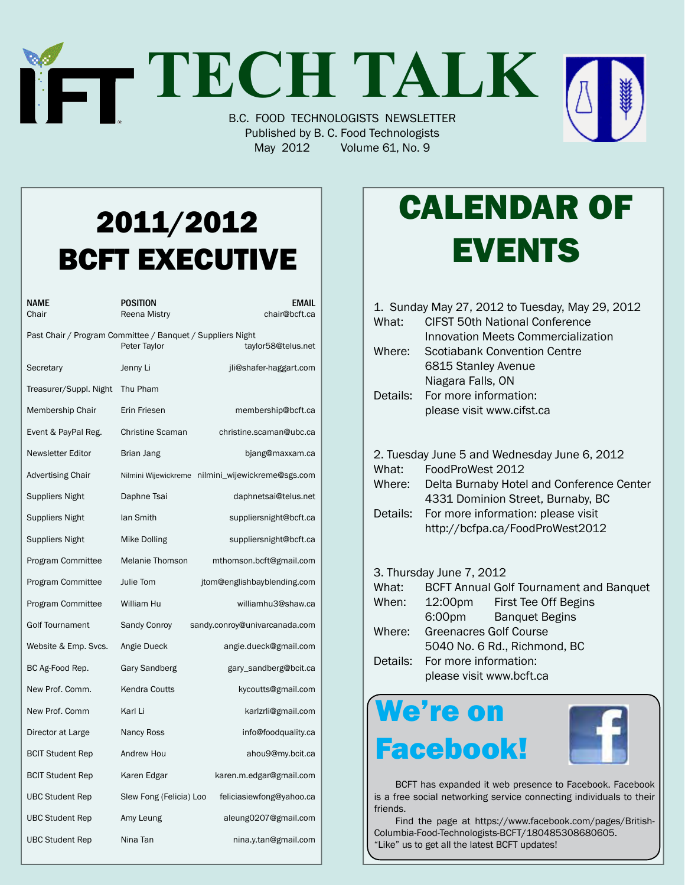# TECH TALK

B.C. FOOD TECHNOLOGISTS NEWSLETTER
Published by B. C. Food Technologists
May 2012 Volume 61, No. 9

## 2011/2012 BCFT EXECUTIVE

| NAME | POSITION | EMAIL |
|---|---|---|
| Chair | Reena Mistry | chair@bcft.ca |
| Past Chair / Program Committee / Banquet / Suppliers Night | Peter Taylor | taylor58@telus.net |
| Secretary | Jenny Li | jli@shafer-haggart.com |
| Treasurer/Suppl. Night | Thu Pham | |
| Membership Chair | Erin Friesen | membership@bcft.ca |
| Event & PayPal Reg. | Christine Scaman | christine.scaman@ubc.ca |
| Newsletter Editor | Brian Jang | bjang@maxxam.ca |
| Advertising Chair | Nilmini Wijewickreme | nilmini_wijewickreme@sgs.com |
| Suppliers Night | Daphne Tsai | daphnetsai@telus.net |
| Suppliers Night | Ian Smith | suppliersnight@bcft.ca |
| Suppliers Night | Mike Dolling | suppliersnight@bcft.ca |
| Program Committee | Melanie Thomson | mthomson.bcft@gmail.com |
| Program Committee | Julie Tom | jtom@englishbayblending.com |
| Program Committee | William Hu | williamhu3@shaw.ca |
| Golf Tournament | Sandy Conroy | sandy.conroy@univarcanada.com |
| Website & Emp. Svcs. | Angie Dueck | angie.dueck@gmail.com |
| BC Ag-Food Rep. | Gary Sandberg | gary_sandberg@bcit.ca |
| New Prof. Comm. | Kendra Coutts | kycoutts@gmail.com |
| New Prof. Comm | Karl Li | karlzrli@gmail.com |
| Director at Large | Nancy Ross | info@foodquality.ca |
| BCIT Student Rep | Andrew Hou | ahou9@my.bcit.ca |
| BCIT Student Rep | Karen Edgar | karen.m.edgar@gmail.com |
| UBC Student Rep | Slew Fong (Felicia) Loo | feliciasiewfong@yahoo.ca |
| UBC Student Rep | Amy Leung | aleung0207@gmail.com |
| UBC Student Rep | Nina Tan | nina.y.tan@gmail.com |

## CALENDAR OF EVENTS

1. Sunday May 27, 2012 to Tuesday, May 29, 2012
   - What: CIFST 50th National Conference Innovation Meets Commercialization
   - Where: Scotiabank Convention Centre, 6815 Stanley Avenue, Niagara Falls, ON
   - Details: For more information: please visit www.cifst.ca

2. Tuesday June 5 and Wednesday June 6, 2012
   - What: FoodProWest 2012
   - Where: Delta Burnaby Hotel and Conference Center, 4331 Dominion Street, Burnaby, BC
   - Details: For more information: please visit http://bcfpa.ca/FoodProWest2012

3. Thursday June 7, 2012
   - What: BCFT Annual Golf Tournament and Banquet
   - When: 12:00pm First Tee Off Begins; 6:00pm Banquet Begins
   - Where: Greenacres Golf Course, 5040 No. 6 Rd., Richmond, BC
   - Details: For more information: please visit www.bcft.ca

## We're on Facebook!

BCFT has expanded it web presence to Facebook. Facebook is a free social networking service connecting individuals to their friends.

Find the page at https://www.facebook.com/pages/British-Columbia-Food-Technologists-BCFT/180485308680605. "Like" us to get all the latest BCFT updates!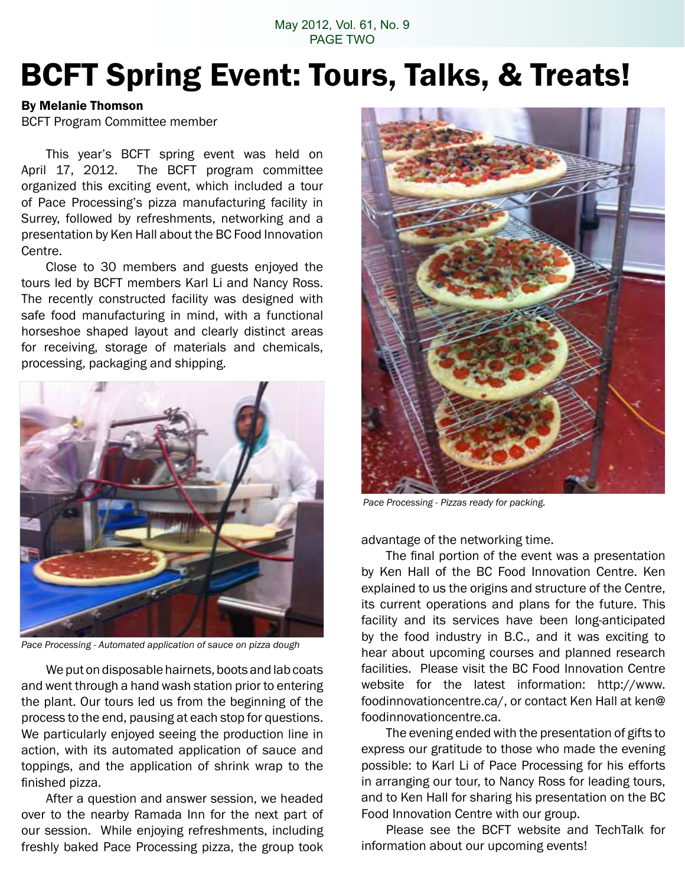# BCFT Spring Event: Tours, Talks, & Treats!

**By Melanie Thomson**
BCFT Program Committee member

This year's BCFT spring event was held on April 17, 2012. The BCFT program committee organized this exciting event, which included a tour of Pace Processing's pizza manufacturing facility in Surrey, followed by refreshments, networking and a presentation by Ken Hall about the BC Food Innovation Centre.

Close to 30 members and guests enjoyed the tours led by BCFT members Karl Li and Nancy Ross. The recently constructed facility was designed with safe food manufacturing in mind, with a functional horseshoe shaped layout and clearly distinct areas for receiving, storage of materials and chemicals, processing, packaging and shipping.

*Pace Processing - Automated application of sauce on pizza dough*

We put on disposable hairnets, boots and lab coats and went through a hand wash station prior to entering the plant. Our tours led us from the beginning of the process to the end, pausing at each stop for questions. We particularly enjoyed seeing the production line in action, with its automated application of sauce and toppings, and the application of shrink wrap to the finished pizza.

After a question and answer session, we headed over to the nearby Ramada Inn for the next part of our session. While enjoying refreshments, including freshly baked Pace Processing pizza, the group took advantage of the networking time.

*Pace Processing - Pizzas ready for packing.*

The final portion of the event was a presentation by Ken Hall of the BC Food Innovation Centre. Ken explained to us the origins and structure of the Centre, its current operations and plans for the future. This facility and its services have been long-anticipated by the food industry in B.C., and it was exciting to hear about upcoming courses and planned research facilities. Please visit the BC Food Innovation Centre website for the latest information: http://www.foodinnovationcentre.ca/, or contact Ken Hall at ken@foodinnovationcentre.ca.

The evening ended with the presentation of gifts to express our gratitude to those who made the evening possible: to Karl Li of Pace Processing for his efforts in arranging our tour, to Nancy Ross for leading tours, and to Ken Hall for sharing his presentation on the BC Food Innovation Centre with our group.

Please see the BCFT website and TechTalk for information about our upcoming events!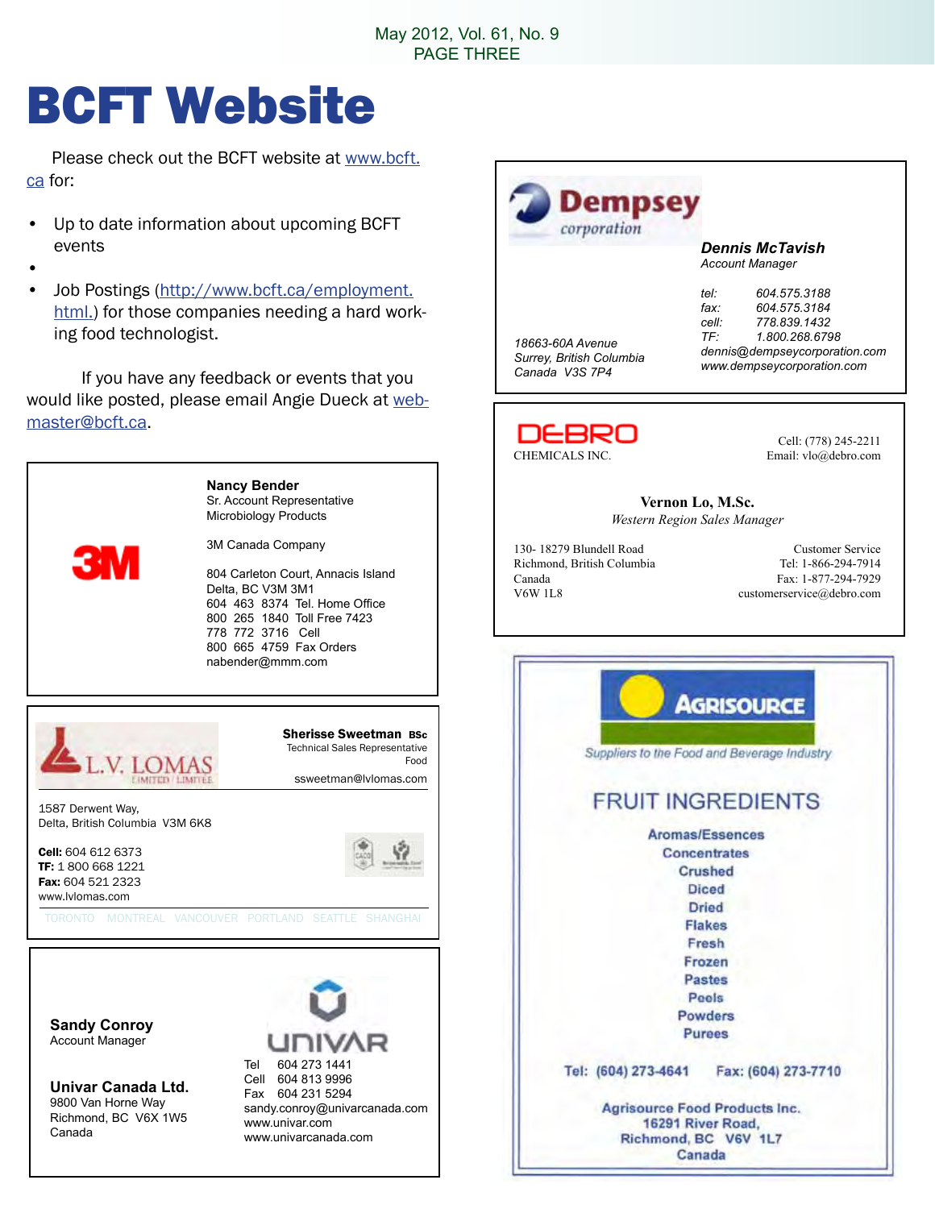# BCFT Website

Please check out the BCFT website at www.bcft.ca for:

- Up to date information about upcoming BCFT events
-
- Job Postings (http://www.bcft.ca/employment.html.) for those companies needing a hard working food technologist.

If you have any feedback or events that you would like posted, please email Angie Dueck at webmaster@bcft.ca.

---

3M

**Nancy Bender**
Sr. Account Representative
Microbiology Products

3M Canada Company

804 Carleton Court, Annacis Island
Delta, BC V3M 3M1
604 463 8374 Tel. Home Office
800 265 1840 Toll Free 7423
778 772 3716 Cell
800 665 4759 Fax Orders
nabender@mmm.com

---

L.V. LOMAS LIMITED / LIMITÉE

**Sherisse Sweetman BSc**
Technical Sales Representative
Food
ssweetman@lvlomas.com

1587 Derwent Way,
Delta, British Columbia V3M 6K8

**Cell:** 604 612 6373
**TF:** 1 800 668 1221
**Fax:** 604 521 2323
www.lvlomas.com

TORONTO MONTREAL VANCOUVER PORTLAND SEATTLE SHANGHAI

---

**Sandy Conroy**
Account Manager

**Univar Canada Ltd.**
9800 Van Horne Way
Richmond, BC V6X 1W5
Canada

UNIVAR
Tel 604 273 1441
Cell 604 813 9996
Fax 604 231 5294
sandy.conroy@univarcanada.com
www.univar.com
www.univarcanada.com

---

Dempsey corporation

***Dennis McTavish***
*Account Manager*

*tel: 604.575.3188*
*fax: 604.575.3184*
*cell: 778.839.1432*
*TF: 1.800.268.6798*
*dennis@dempseycorporation.com*
*www.dempseycorporation.com*

*18663-60A Avenue*
*Surrey, British Columbia*
*Canada V3S 7P4*

---

DEBRO CHEMICALS INC.

Cell: (778) 245-2211
Email: vlo@debro.com

**Vernon Lo, M.Sc.**
*Western Region Sales Manager*

130- 18279 Blundell Road
Richmond, British Columbia
Canada
V6W 1L8

Customer Service
Tel: 1-866-294-7914
Fax: 1-877-294-7929
customerservice@debro.com

---

AGRISOURCE
*Suppliers to the Food and Beverage Industry*

FRUIT INGREDIENTS

Aromas/Essences
Concentrates
Crushed
Diced
Dried
Flakes
Fresh
Frozen
Pastes
Peels
Powders
Purees

Tel: (604) 273-4641 Fax: (604) 273-7710

Agrisource Food Products Inc.
16291 River Road,
Richmond, BC V6V 1L7
Canada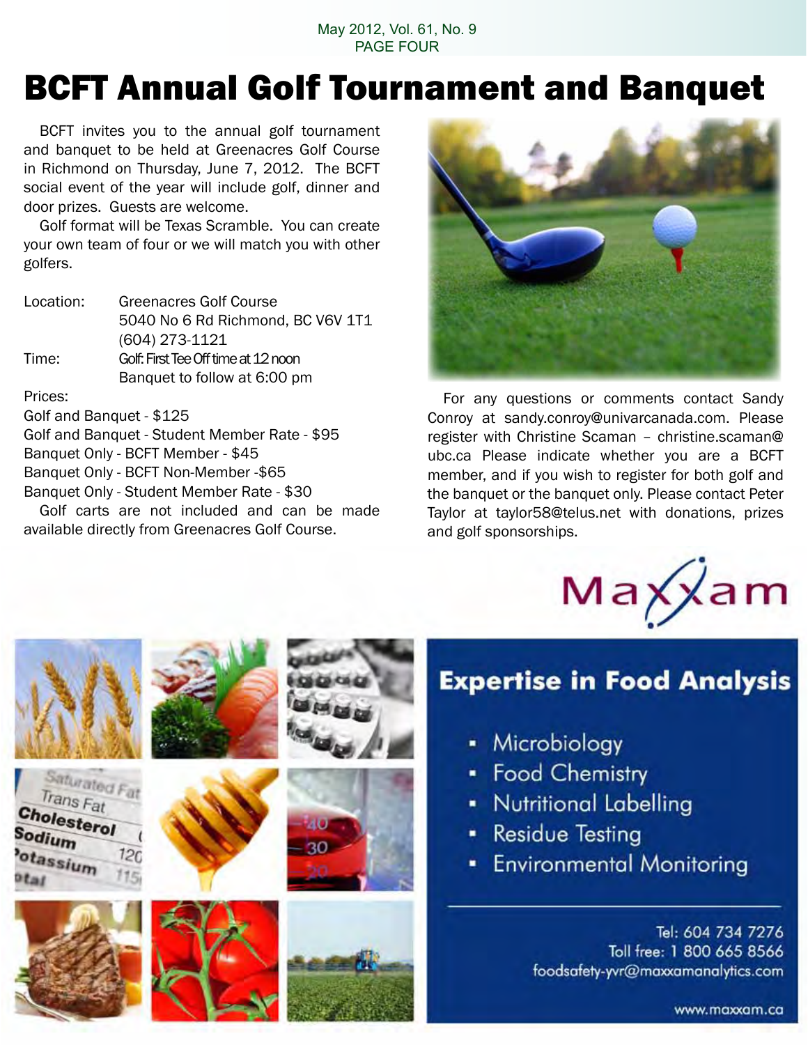# BCFT Annual Golf Tournament and Banquet

BCFT invites you to the annual golf tournament and banquet to be held at Greenacres Golf Course in Richmond on Thursday, June 7, 2012. The BCFT social event of the year will include golf, dinner and door prizes. Guests are welcome.

Golf format will be Texas Scramble. You can create your own team of four or we will match you with other golfers.

Location: Greenacres Golf Course
5040 No 6 Rd Richmond, BC V6V 1T1
(604) 273-1121

Time: Golf: First Tee Off time at 12 noon
Banquet to follow at 6:00 pm

Prices:

Golf and Banquet - $125
Golf and Banquet - Student Member Rate - $95
Banquet Only - BCFT Member - $45
Banquet Only - BCFT Non-Member -$65
Banquet Only - Student Member Rate - $30

Golf carts are not included and can be made available directly from Greenacres Golf Course.

For any questions or comments contact Sandy Conroy at sandy.conroy@univarcanada.com. Please register with Christine Scaman – christine.scaman@ubc.ca Please indicate whether you are a BCFT member, and if you wish to register for both golf and the banquet or the banquet only. Please contact Peter Taylor at taylor58@telus.net with donations, prizes and golf sponsorships.

Maxxam

## Expertise in Food Analysis

- Microbiology
- Food Chemistry
- Nutritional Labelling
- Residue Testing
- Environmental Monitoring

Tel: 604 734 7276
Toll free: 1 800 665 8566
foodsafety-yvr@maxxamanalytics.com

www.maxxam.ca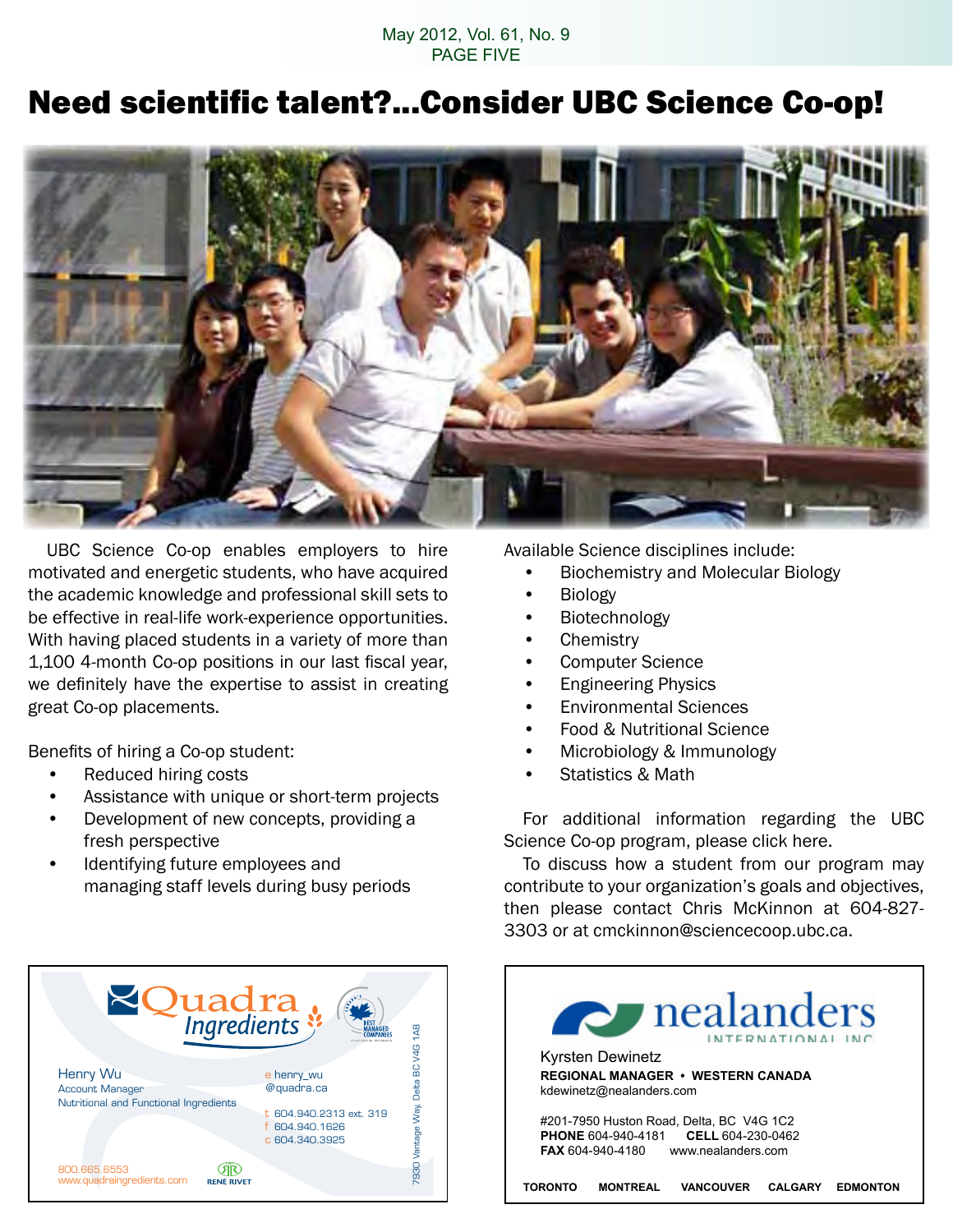# Need scientific talent?...Consider UBC Science Co-op!

UBC Science Co-op enables employers to hire motivated and energetic students, who have acquired the academic knowledge and professional skill sets to be effective in real-life work-experience opportunities. With having placed students in a variety of more than 1,100 4-month Co-op positions in our last fiscal year, we definitely have the expertise to assist in creating great Co-op placements.

Benefits of hiring a Co-op student:

- Reduced hiring costs
- Assistance with unique or short-term projects
- Development of new concepts, providing a fresh perspective
- Identifying future employees and managing staff levels during busy periods

Available Science disciplines include:

- Biochemistry and Molecular Biology
- Biology
- Biotechnology
- Chemistry
- Computer Science
- Engineering Physics
- Environmental Sciences
- Food & Nutritional Science
- Microbiology & Immunology
- Statistics & Math

For additional information regarding the UBC Science Co-op program, please click here.

To discuss how a student from our program may contribute to your organization's goals and objectives, then please contact Chris McKinnon at 604-827-3303 or at cmckinnon@sciencecoop.ubc.ca.

---

**Quadra Ingredients**

Henry Wu
Account Manager
Nutritional and Functional Ingredients

e henry_wu@quadra.ca

t 604.940.2313 ext. 319
f 604.940.1626
c 604.340.3925

7930 Vantage Way, Delta BC V4G 1A8

800.665.6553
www.quadraingredients.com

RENE RIVET

---

**nealanders INTERNATIONAL INC**

Kyrsten Dewinetz
**REGIONAL MANAGER • WESTERN CANADA**
kdewinetz@nealanders.com

#201-7950 Huston Road, Delta, BC V4G 1C2
**PHONE** 604-940-4181 **CELL** 604-230-0462
**FAX** 604-940-4180 www.nealanders.com

**TORONTO MONTREAL VANCOUVER CALGARY EDMONTON**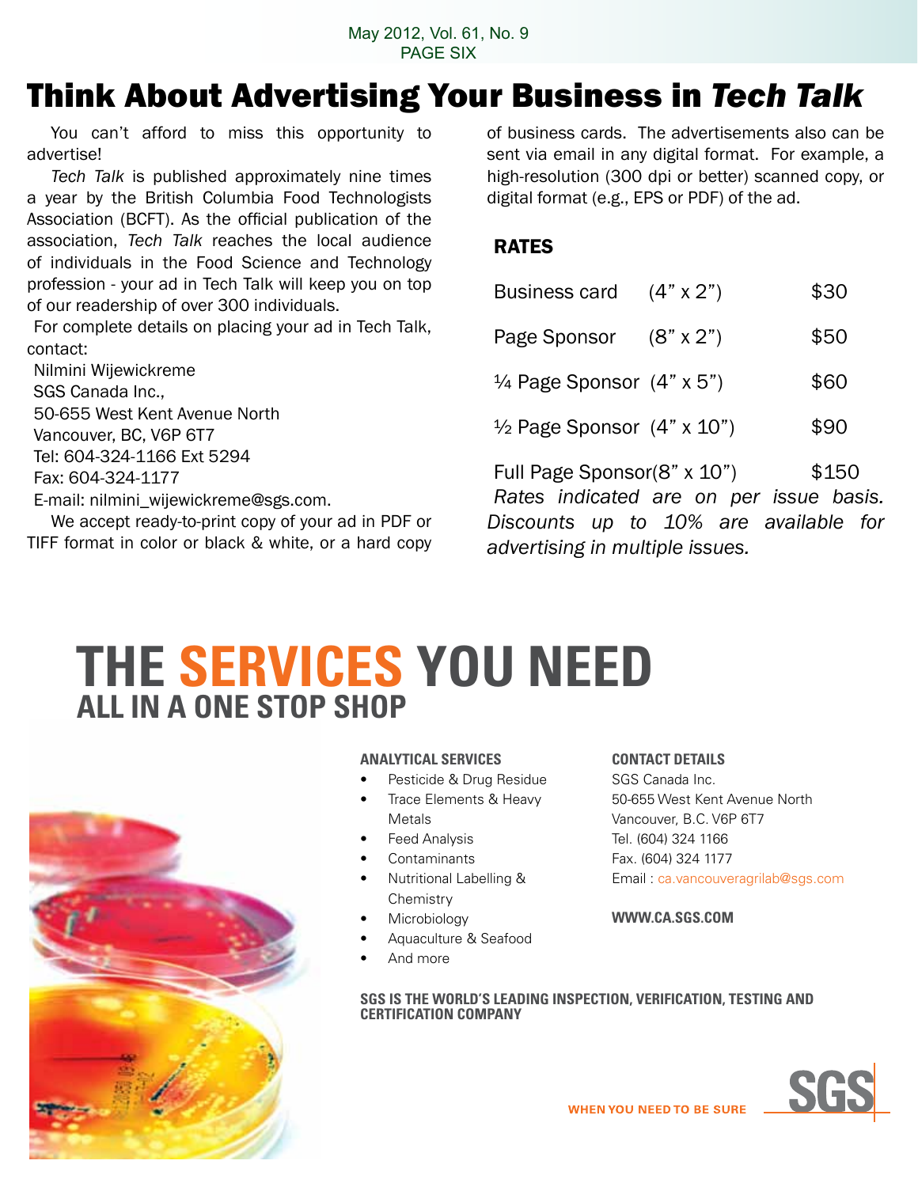# Think About Advertising Your Business in *Tech Talk*

You can't afford to miss this opportunity to advertise!

*Tech Talk* is published approximately nine times a year by the British Columbia Food Technologists Association (BCFT). As the official publication of the association, *Tech Talk* reaches the local audience of individuals in the Food Science and Technology profession - your ad in Tech Talk will keep you on top of our readership of over 300 individuals.

For complete details on placing your ad in Tech Talk, contact:

Nilmini Wijewickreme
SGS Canada Inc.,
50-655 West Kent Avenue North
Vancouver, BC, V6P 6T7
Tel: 604-324-1166 Ext 5294
Fax: 604-324-1177
E-mail: nilmini_wijewickreme@sgs.com.

We accept ready-to-print copy of your ad in PDF or TIFF format in color or black & white, or a hard copy of business cards. The advertisements also can be sent via email in any digital format. For example, a high-resolution (300 dpi or better) scanned copy, or digital format (e.g., EPS or PDF) of the ad.

## RATES

| | | |
|---|---|---|
| Business card | (4" x 2") | $30 |
| Page Sponsor | (8" x 2") | $50 |
| ¼ Page Sponsor | (4" x 5") | $60 |
| ½ Page Sponsor | (4" x 10") | $90 |
| Full Page Sponsor | (8" x 10") | $150 |

*Rates indicated are on per issue basis. Discounts up to 10% are available for advertising in multiple issues.*

# THE SERVICES YOU NEED
## ALL IN A ONE STOP SHOP

**ANALYTICAL SERVICES**

- Pesticide & Drug Residue
- Trace Elements & Heavy Metals
- Feed Analysis
- Contaminants
- Nutritional Labelling & Chemistry
- Microbiology
- Aquaculture & Seafood
- And more

**CONTACT DETAILS**

SGS Canada Inc.
50-655 West Kent Avenue North
Vancouver, B.C. V6P 6T7
Tel. (604) 324 1166
Fax. (604) 324 1177
Email : ca.vancouveragrilab@sgs.com

**WWW.CA.SGS.COM**

**SGS IS THE WORLD'S LEADING INSPECTION, VERIFICATION, TESTING AND CERTIFICATION COMPANY**

WHEN YOU NEED TO BE SURE

SGS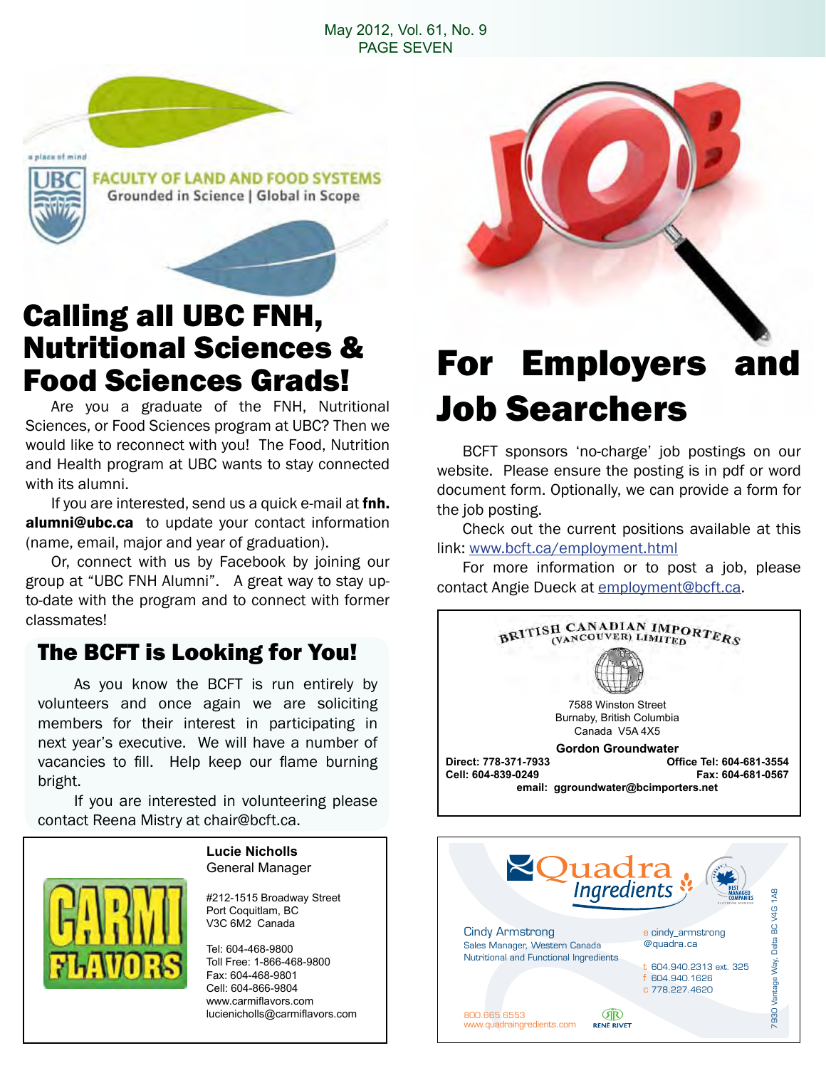a place of mind

UBC FACULTY OF LAND AND FOOD SYSTEMS
Grounded in Science | Global in Scope

# Calling all UBC FNH, Nutritional Sciences & Food Sciences Grads!

Are you a graduate of the FNH, Nutritional Sciences, or Food Sciences program at UBC? Then we would like to reconnect with you! The Food, Nutrition and Health program at UBC wants to stay connected with its alumni.

If you are interested, send us a quick e-mail at **fnh.alumni@ubc.ca** to update your contact information (name, email, major and year of graduation).

Or, connect with us by Facebook by joining our group at "UBC FNH Alumni". A great way to stay up-to-date with the program and to connect with former classmates!

## The BCFT is Looking for You!

As you know the BCFT is run entirely by volunteers and once again we are soliciting members for their interest in participating in next year's executive. We will have a number of vacancies to fill. Help keep our flame burning bright.

If you are interested in volunteering please contact Reena Mistry at chair@bcft.ca.

---

CARMI FLAVORS

**Lucie Nicholls**
General Manager

#212-1515 Broadway Street
Port Coquitlam, BC
V3C 6M2 Canada

Tel: 604-468-9800
Toll Free: 1-866-468-9800
Fax: 604-468-9801
Cell: 604-866-9804
www.carmiflavors.com
lucienicholls@carmiflavors.com

---

# For Employers and Job Searchers

BCFT sponsors 'no-charge' job postings on our website. Please ensure the posting is in pdf or word document form. Optionally, we can provide a form for the job posting.

Check out the current positions available at this link: www.bcft.ca/employment.html

For more information or to post a job, please contact Angie Dueck at employment@bcft.ca.

---

BRITISH CANADIAN IMPORTERS (VANCOUVER) LIMITED

7588 Winston Street
Burnaby, British Columbia
Canada V5A 4X5

**Gordon Groundwater**

**Direct: 778-371-7933**
**Office Tel: 604-681-3554**
**Cell: 604-839-0249**
**Fax: 604-681-0567**
**email: ggroundwater@bcimporters.net**

---

Quadra Ingredients

BEST MANAGED COMPANIES

Cindy Armstrong
Sales Manager, Western Canada
Nutritional and Functional Ingredients

e cindy_armstrong@quadra.ca
t 604.940.2313 ext. 325
f 604.940.1626
c 778.227.4620

800.665.6553
www.quadraingredients.com

RENE RIVET

7930 Vantage Way, Delta BC V4G 1A8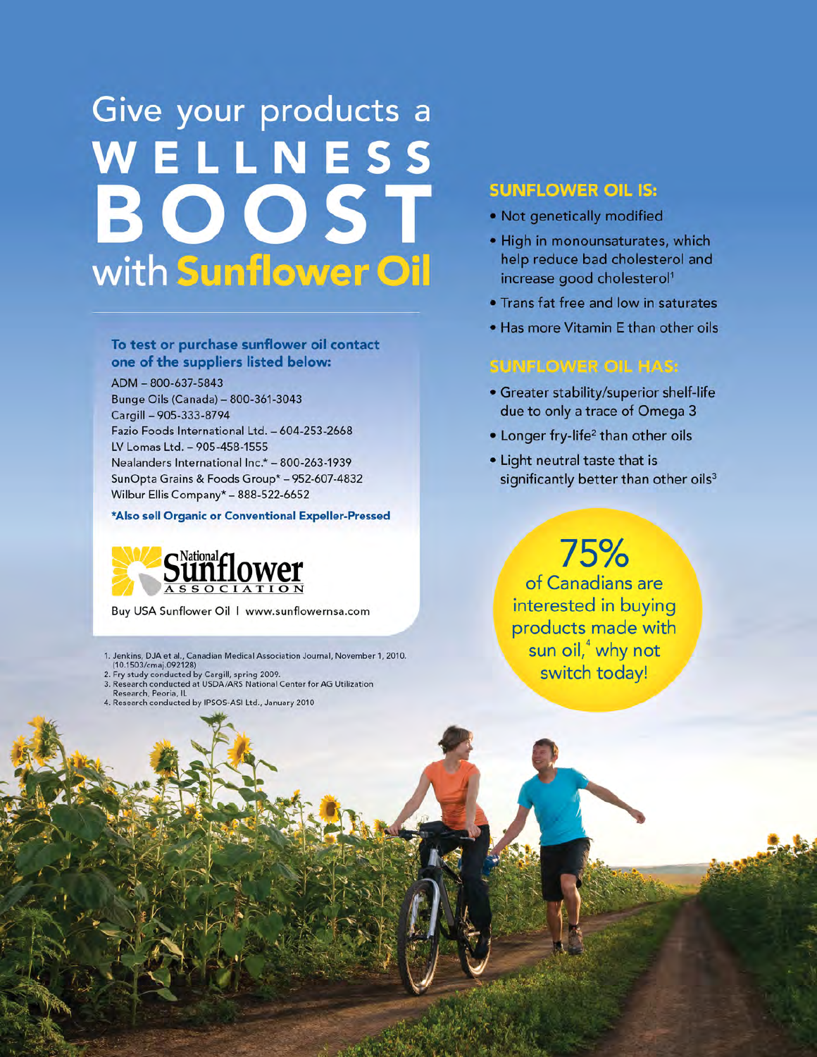# Give your products a WELLNESS BOOST with Sunflower Oil

**To test or purchase sunflower oil contact one of the suppliers listed below:**

ADM – 800-637-5843
Bunge Oils (Canada) – 800-361-3043
Cargill – 905-333-8794
Fazio Foods International Ltd. – 604-253-2668
LV Lomas Ltd. – 905-458-1555
Nealanders International Inc.* – 800-263-1939
SunOpta Grains & Foods Group* – 952-607-4832
Wilbur Ellis Company* – 888-522-6652

***Also sell Organic or Conventional Expeller-Pressed**

National Sunflower Association

Buy USA Sunflower Oil | www.sunflowernsa.com

1. Jenkins, DJA et al., Canadian Medical Association Journal, November 1, 2010. (10.1503/cmaj.092128)
2. Fry study conducted by Cargill, spring 2009.
3. Research conducted at USDA/ARS National Center for AG Utilization Research, Peoria, IL
4. Research conducted by IPSOS-ASI Ltd., January 2010

## SUNFLOWER OIL IS:

- Not genetically modified
- High in monounsaturates, which help reduce bad cholesterol and increase good cholesterol[1]
- Trans fat free and low in saturates
- Has more Vitamin E than other oils

## SUNFLOWER OIL HAS:

- Greater stability/superior shelf-life due to only a trace of Omega 3
- Longer fry-life[2] than other oils
- Light neutral taste that is significantly better than other oils[3]

**75%** of Canadians are interested in buying products made with sun oil,[4] why not switch today!